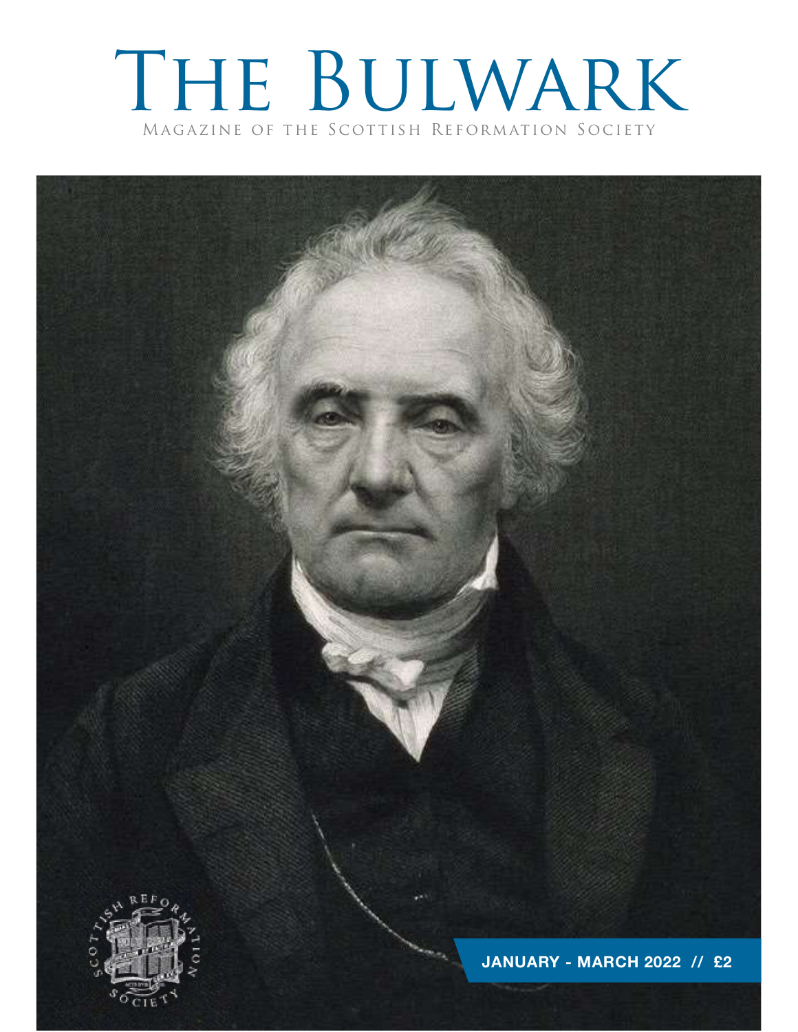# The Bulwark

Magazine of the Scottish Reformation Society

JANUARY - MARCH 2022 // £2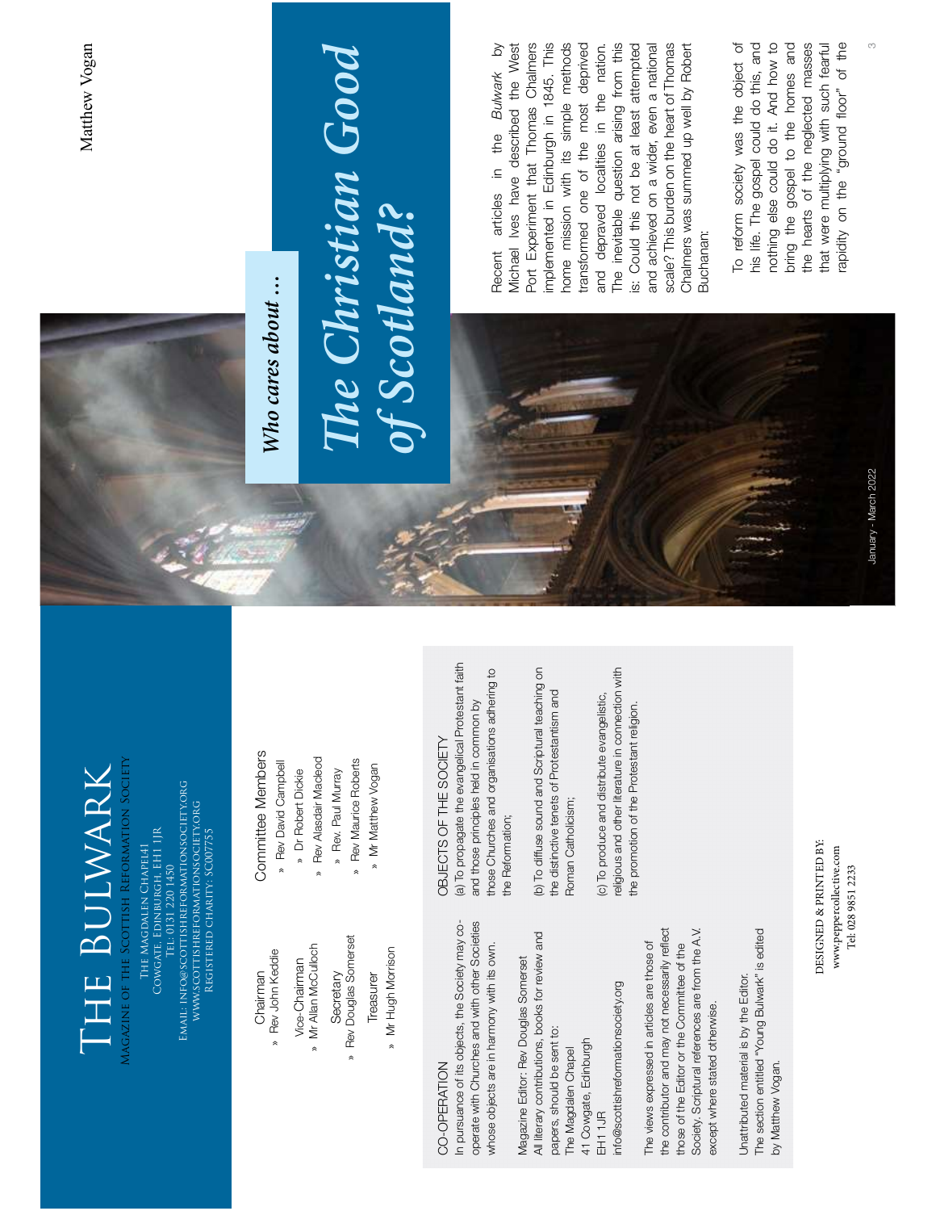# The Bulwark

Magazine of the Scottish Reformation Society

The Magdalen Chapel41 Cowgate, Edinburgh, EH1 1JR
Tel: 0131 220 1450
Email: info@scottishreformationsociety.org
www.scottishreformationsociety.org
Registered Charity: SC007755

Chairman
» Rev John Keddie

Vice-Chairman
» Mr Allan McCulloch

Secretary
» Rev Douglas Somerset

Treasurer
» Mr Hugh Morrison

Committee Members
» Rev David Campbell
» Dr Robert Dickie
» Rev Alasdair Macleod
» Rev. Paul Murray
» Rev Maurice Roberts
» Mr Matthew Vogan

CO-OPERATION
In pursuance of its objects, the Society may co-operate with Churches and with other Societies whose objects are in harmony with its own.

Magazine Editor: Rev Douglas Somerset
All literary contributions, books for review and papers, should be sent to:
The Magdalen Chapel
41 Cowgate, Edinburgh
EH1 1JR
info@scottishreformationsociety.org

The views expressed in articles are those of the contributor and may not necessarily reflect those of the Editor or the Committee of the Society. Scriptural references are from the A.V. except where stated otherwise.

Unattributed material is by the Editor.
The section entitled "Young Bulwark" is edited by Matthew Vogan.

OBJECTS OF THE SOCIETY
(a) To propagate the evangelical Protestant faith and those principles held in common by those Churches and organisations adhering to the Reformation;

(b) To diffuse sound and Scriptural teaching on the distinctive tenets of Protestantism and Roman Catholicism;

(c) To produce and distribute evangelistic, religious and other literature in connection with the promotion of the Protestant religion.

DESIGNED & PRINTED BY:
www.peppercollective.com
Tel: 028 9851 2233

January - March 2022

## *Who cares about …*

# *The Christian Good of Scotland?*

Matthew Vogan

Recent articles in the *Bulwark* by Michael Ives have described the West Port Experiment that Thomas Chalmers implemented in Edinburgh in 1845. This home mission with its simple methods transformed one of the most deprived and depraved localities in the nation. The inevitable question arising from this is: Could this not be at least attempted and achieved on a wider, even a national scale? This burden on the heart of Thomas Chalmers was summed up well by Robert Buchanan:

To reform society was the object of his life. The gospel could do this, and nothing else could do it. And how to bring the gospel to the homes and the hearts of the neglected masses that were multiplying with such fearful rapidity on the "ground floor" of the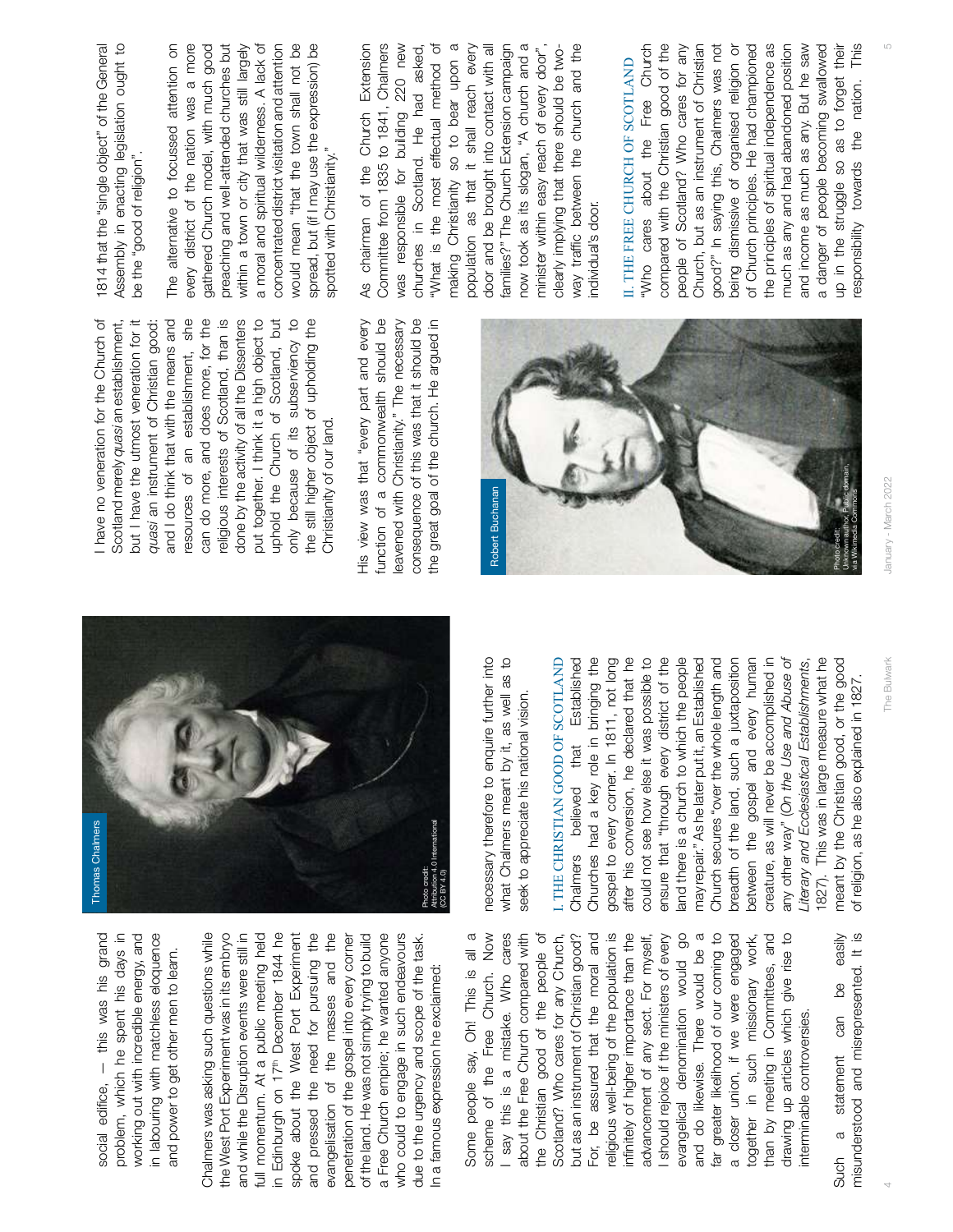social edifice, – this was his grand problem, which he spent his days in working out with incredible energy, and in labouring with matchless eloquence and power to get other men to learn.

Chalmers was asking such questions while the West Port Experiment was in its embryo and while the Disruption events were still in full momentum. At a public meeting held in Edinburgh on 17th December 1844 he spoke about the West Port Experiment and pressed the need for pursuing the evangelisation of the masses and the penetration of the gospel into every corner of the land. He was not simply trying to build a Free Church empire; he wanted anyone who could to engage in such endeavours due to the urgency and scope of the task. In a famous expression he exclaimed:

> Some people say, Oh! This is all a scheme of the Free Church. Now I say this is a mistake. Who cares about the Free Church compared with the Christian good of the people of Scotland? Who cares for any Church, but as an instrument of Christian good? For, be assured that the moral and religious well-being of the population is infinitely of higher importance than the advancement of any sect. For myself, I should rejoice if the ministers of every evangelical denomination would go and do likewise. There would be a far greater likelihood of our coming to a closer union, if we were engaged together in such missionary work, than by meeting in Committees, and drawing up articles which give rise to interminable controversies.

Such a statement can be easily misunderstood and misrepresented. It is necessary therefore to enquire further into what Chalmers meant by it, as well as to seek to appreciate his national vision.

Thomas Chalmers

Photo credit: Attribution 4.0 International (CC BY 4.0)

## I. THE CHRISTIAN GOOD OF SCOTLAND

Chalmers believed that Established Churches had a key role in bringing the gospel to every corner. In 1811, not long after his conversion, he declared that he could not see how else it was possible to ensure that "through every district of the land there is a church to which the people may repair." As he later put it, an Established Church secures "over the whole length and breadth of the land, such a juxtaposition between the gospel and every human creature, as will never be accomplished in any other way" (*On the Use and Abuse of Literary and Ecclesiastical Establishments*, 1827). This was in large measure what he meant by the Christian good, or the good of religion, as he also explained in 1827.

> I have no veneration for the Church of Scotland merely *quasi* an establishment, but I have the utmost veneration for it *quasi* an instrument of Christian good; and I do think that with the means and resources of an establishment, she can do more, and does more, for the religious interests of Scotland, than is done by the activity of all the Dissenters put together. I think it a high object to uphold the Church of Scotland, but only because of its subserviency to the still higher object of upholding the Christianity of our land.

His view was that "every part and every function of a commonwealth should be leavened with Christianity." The necessary consequence of this was that it should be the great goal of the church. He argued in 1814 that the "single object" of the General Assembly in enacting legislation ought to be the "good of religion".

Robert Buchanan

Photo credit: Unknown author, Public domain, via Wikimedia Commons

The alternative to focussed attention on every district of the nation was a more gathered Church model, with much good preaching and well-attended churches but within a town or city that was still largely a moral and spiritual wilderness. A lack of concentrated district visitation and attention would mean "that the town shall not be spread, but (if I may use the expression) be spotted with Christianity."

As chairman of the Church Extension Committee from 1835 to 1841, Chalmers was responsible for building 220 new churches in Scotland. He had asked, "What is the most effectual method of making Christianity so to bear upon a population as that it shall reach every door and be brought into contact with all families?" The Church Extension campaign now took as its slogan, "A church and a minister within easy reach of every door", clearly implying that there should be two-way traffic between the church and the individual's door.

## II. THE FREE CHURCH OF SCOTLAND

"Who cares about the Free Church compared with the Christian good of the people of Scotland? Who cares for any Church, but as an instrument of Christian good?" In saying this, Chalmers was not being dismissive of organised religion or of Church principles. He had championed the principles of spiritual independence as much as any and had abandoned position and income as much as any. But he saw a danger of people becoming swallowed up in the struggle so as to forget their responsibility towards the nation. This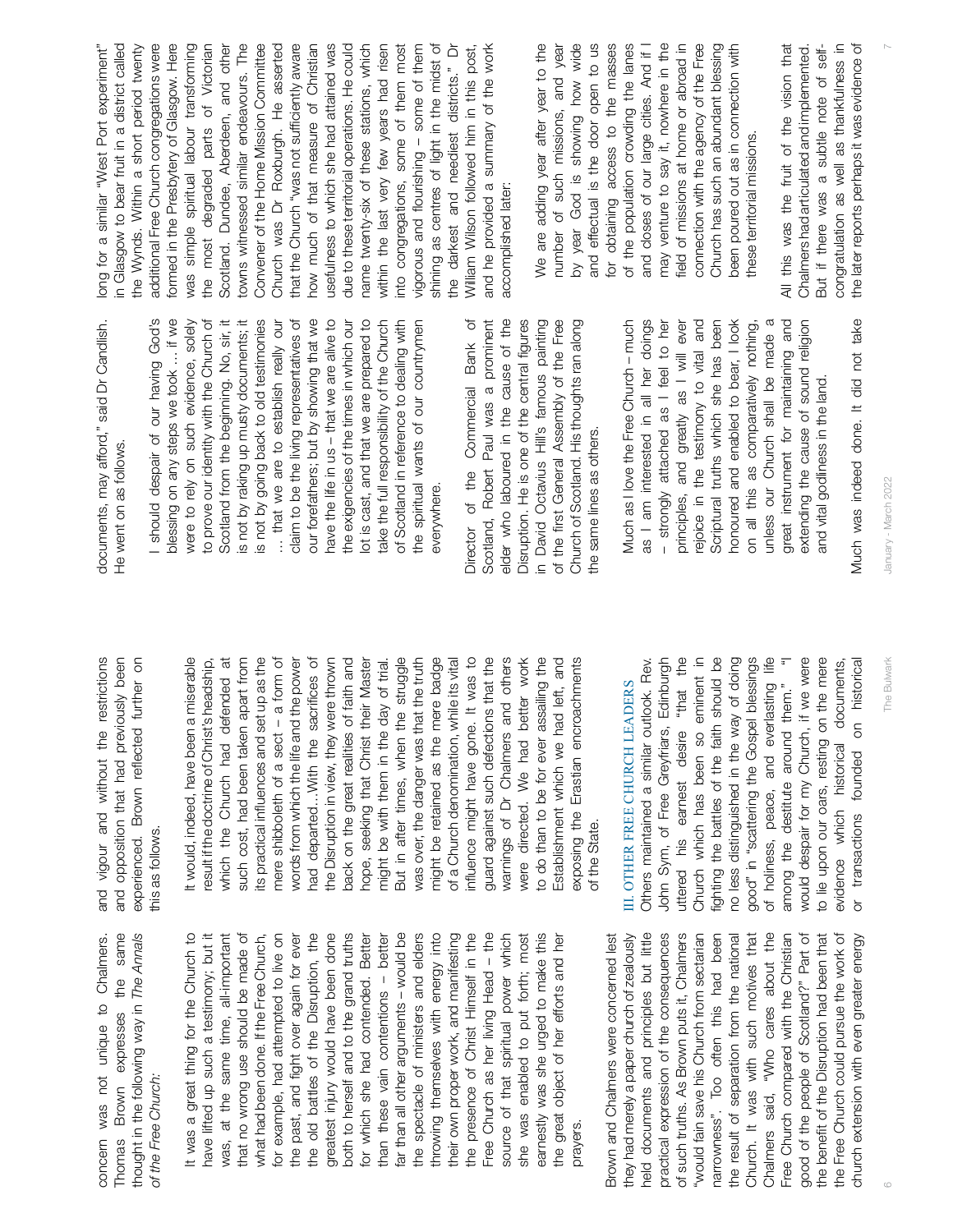concern was not unique to Chalmers. Thomas Brown expresses the same thought in the following way in *The Annals of the Free Church*:

> It was a great thing for the Church to have lifted up such a testimony; but it was, at the same time, all-important that no wrong use should be made of what had been done. If the Free Church, for example, had attempted to live on the past, and fight over again for ever the old battles of the Disruption, the greatest injury would have been done both to herself and to the grand truths for which she had contended. Better than these vain contentions – better far than all other arguments – would be the spectacle of ministers and elders throwing themselves with energy into their own proper work, and manifesting the presence of Christ Himself in the Free Church as her living Head – the source of that spiritual power which she was enabled to put forth; most earnestly was she urged to make this the great object of her efforts and her prayers.

Brown and Chalmers were concerned lest they had merely a paper church of zealously held documents and principles but little practical expression of the consequences of such truths. As Brown puts it, Chalmers "would fain save his Church from sectarian narrowness". Too often this had been the result of separation from the national Church. It was with such motives that Chalmers said, "Who cares about the Free Church compared with the Christian good of the people of Scotland?" Part of the benefit of the Disruption had been that the Free Church could pursue the work of church extension with even greater energy and vigour and without the restrictions and opposition that had previously been experienced. Brown reflected further on this as follows.

> It would, indeed, have been a miserable result if the doctrine of Christ's headship, which the Church had defended at such cost, had been taken apart from its practical influences and set up as the mere shibboleth of a sect – a form of words from which the life and the power had departed…With the sacrifices of the Disruption in view, they were thrown back on the great realities of faith and hope, seeking that Christ their Master might be with them in the day of trial. But in after times, when the struggle was over, the danger was that the truth might be retained as the mere badge of a Church denomination, while its vital influence might have gone. It was to guard against such defections that the warnings of Dr Chalmers and others were directed. We had better work to do than to be for ever assailing the Establishment which we had left, and exposing the Erastian encroachments of the State.

## III. OTHER FREE CHURCH LEADERS

Others maintained a similar outlook. Rev. John Sym, of Free Greyfriars, Edinburgh uttered his earnest desire "that the Church which has been so eminent in fighting the battles of the faith should be no less distinguished in the way of doing good" in "scattering the Gospel blessings of holiness, peace, and everlasting life among the destitute around them." "I would despair for my Church, if we were to lie upon our oars, resting on the mere evidence which historical documents, or transactions founded on historical documents, may afford," said Dr Candlish. He went on as follows.

> I should despair of our having God's blessing on any steps we took … if we were to rely on such evidence, solely to prove our identity with the Church of Scotland from the beginning. No, sir, it is not by raking up musty documents; it is not by going back to old testimonies … that we are to establish really our claim to be the living representatives of our forefathers; but by showing that we have the life in us – that we are alive to the exigencies of the times in which our lot is cast, and that we are prepared to take the full responsibility of the Church of Scotland in reference to dealing with the spiritual wants of our countrymen everywhere.

Director of the Commercial Bank of Scotland, Robert Paul was a prominent elder who laboured in the cause of the Disruption. He is one of the central figures in David Octavius Hill's famous painting of the first General Assembly of the Free Church of Scotland. His thoughts ran along the same lines as others.

> Much as I love the Free Church – much as I am interested in all her doings – strongly attached as I feel to her principles, and greatly as I will ever rejoice in the testimony to vital and Scriptural truths which she has been honoured and enabled to bear, I look on all this as comparatively nothing, unless our Church shall be made a great instrument for maintaining and extending the cause of sound religion and vital godliness in the land.

Much was indeed done. It did not take long for a similar "West Port experiment" in Glasgow to bear fruit in a district called the Wynds. Within a short period twenty additional Free Church congregations were formed in the Presbytery of Glasgow. Here was simple spiritual labour transforming the most degraded parts of Victorian Scotland. Dundee, Aberdeen, and other towns witnessed similar endeavours. The Convener of the Home Mission Committee Church was Dr Roxburgh. He asserted that the Church "was not sufficiently aware how much of that measure of Christian usefulness to which she had attained was due to these territorial operations. He could name twenty-six of these stations, which within the last very few years had risen into congregations, some of them most vigorous and flourishing – some of them shining as centres of light in the midst of the darkest and neediest districts." Dr William Wilson followed him in this post, and he provided a summary of the work accomplished later:

> We are adding year after year to the number of such missions, and year by year God is showing how wide and effectual is the door open to us for obtaining access to the masses of the population crowding the lanes and closes of our large cities. And if I may venture to say it, nowhere in the field of missions at home or abroad in connection with the agency of the Free Church has such an abundant blessing been poured out as in connection with these territorial missions.

All this was the fruit of the vision that Chalmers had articulated and implemented. But if there was a subtle note of self-congratulation as well as thankfulness in the later reports perhaps it was evidence of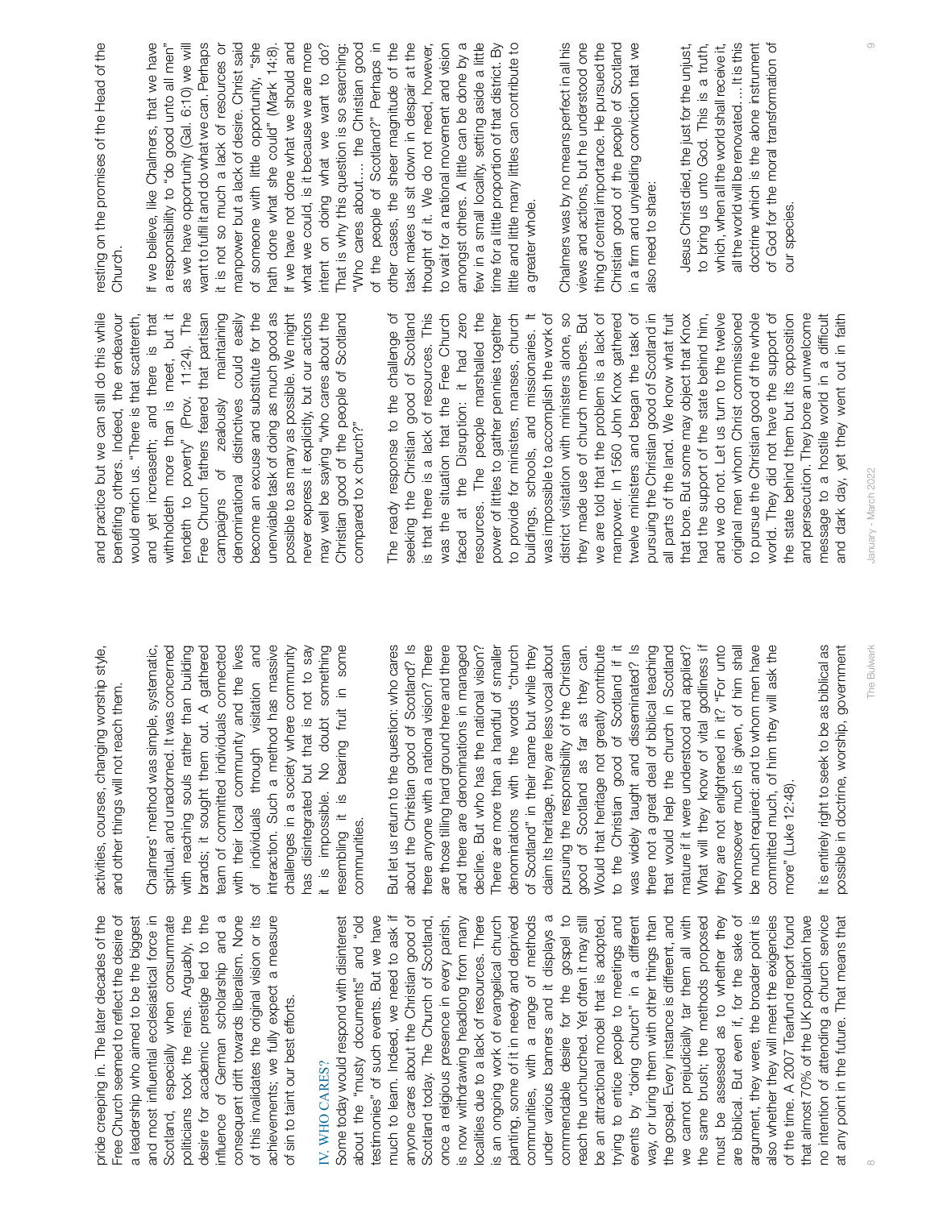pride creeping in. The later decades of the Free Church seemed to reflect the desire of a leadership who aimed to be the biggest and most influential ecclesiastical force in Scotland, especially when consummate politicians took the reins. Arguably, the desire for academic prestige led to the influence of German scholarship and a consequent drift towards liberalism. None of this invalidates the original vision or its achievements; we fully expect a measure of sin to taint our best efforts.

## IV. WHO CARES?

Some today would respond with disinterest about the "musty documents" and "old testimonies" of such events. But we have much to learn. Indeed, we need to ask if anyone cares about the Christian good of Scotland today. The Church of Scotland, once a religious presence in every parish, is now withdrawing headlong from many localities due to a lack of resources. There is an ongoing work of evangelical church planting, some of it in needy and deprived communities, with a range of methods under various banners and it displays a commendable desire for the gospel to reach the unchurched. Yet often it may still be an attractional model that is adopted, trying to entice people to meetings and events by "doing church" in a different way, or luring them with other things than the gospel. Every instance is different, and we cannot prejudicially tar them all with the same brush; the methods proposed must be assessed as to whether they are biblical. But even if, for the sake of argument, they were, the broader point is also whether they will meet the exigencies of the time. A 2007 Tearfund report found that almost 70% of the UK population have no intention of attending a church service at any point in the future. That means that activities, courses, changing worship style, and other things will not reach them.

Chalmers' method was simple, systematic, spiritual, and unadorned. It was concerned with reaching souls rather than building brands; it sought them out. A gathered team of committed individuals connected with their local community and the lives of individuals through visitation and interaction. Such a method has massive challenges in a society where community has disintegrated but that is not to say it is impossible. No doubt something resembling it is bearing fruit in some communities.

But let us return to the question: who cares about the Christian good of Scotland? Is there anyone with a national vision? There are those tilling hard ground here and there and there are denominations in managed decline. But who has the national vision? There are more than a handful of smaller denominations with the words "church of Scotland" in their name but while they claim its heritage, they are less vocal about pursuing the responsibility of the Christian good of Scotland as far as they can. Would that heritage not greatly contribute to the Christian good of Scotland if it was widely taught and disseminated? Is there not a great deal of biblical teaching that would help the church in Scotland mature if it were understood and applied? What will they know of vital godliness if they are not enlightened in it? "For unto whomsoever much is given, of him shall be much required: and to whom men have committed much, of him they will ask the more" (Luke 12:48).

It is entirely right to seek to be as biblical as possible in doctrine, worship, government and practice but we can still do this while benefiting others. Indeed, the endeavour would enrich us. "There is that scattereth, and yet increaseth; and there is that withholdeth more than is meet, but it tendeth to poverty" (Prov. 11:24). The Free Church fathers feared that partisan campaigns of zealously maintaining denominational distinctives could easily become an excuse and substitute for the unenviable task of doing as much good as possible to as many as possible. We might never express it explicitly, but our actions may well be saying "who cares about the Christian good of the people of Scotland compared to x church?"

The ready response to the challenge of seeking the Christian good of Scotland is that there is a lack of resources. This was the situation that the Free Church faced at the Disruption: it had zero resources. The people marshalled the power of littles to gather pennies together to provide for ministers, manses, church buildings, schools, and missionaries. It was impossible to accomplish the work of district visitation with ministers alone, so they made use of church members. But we are told that the problem is a lack of manpower. In 1560 John Knox gathered twelve ministers and began the task of pursuing the Christian good of Scotland in all parts of the land. We know what fruit that bore. But some may object that Knox had the support of the state behind him, and we do not. Let us turn to the twelve original men whom Christ commissioned to pursue the Christian good of the whole world. They did not have the support of the state behind them but its opposition and persecution. They bore an unwelcome message to a hostile world in a difficult and dark day, yet they went out in faith resting on the promises of the Head of the Church.

If we believe, like Chalmers, that we have a responsibility to "do good unto all men" as we have opportunity (Gal. 6:10) we will want to fulfil it and do what we can. Perhaps it is not so much a lack of resources or manpower but a lack of desire. Christ said of someone with little opportunity, "she hath done what she could" (Mark 14:8). If we have not done what we should and what we could, is it because we are more intent on doing what we want to do? That is why this question is so searching: "Who cares about…. the Christian good of the people of Scotland?" Perhaps in other cases, the sheer magnitude of the task makes us sit down in despair at the thought of it. We do not need, however, to wait for a national movement and vision amongst others. A little can be done by a few in a small locality, setting aside a little time for a little proportion of that district. By little and little many littles can contribute to a greater whole.

Chalmers was by no means perfect in all his views and actions, but he understood one thing of central importance. He pursued the Christian good of the people of Scotland in a firm and unyielding conviction that we also need to share:

> Jesus Christ died, the just for the unjust, to bring us unto God. This is a truth, which, when all the world shall receive it, all the world will be renovated…. It is this doctrine which is the alone instrument of God for the moral transformation of our species.